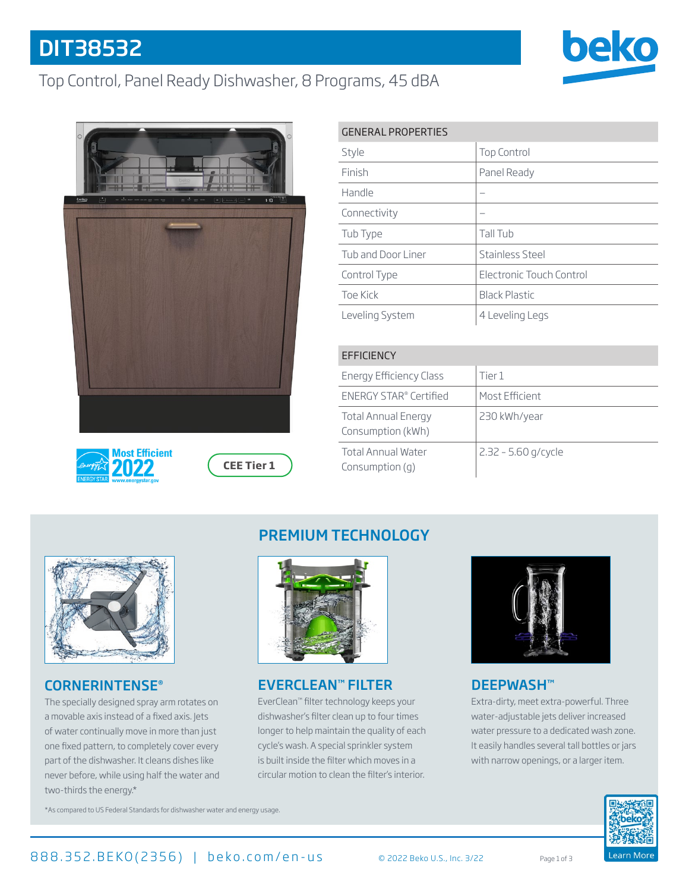# DIT38532

Top Control, Panel Ready Dishwasher, 8 Programs, 45 dBA

Most Efficient 2022 ENERGY STAR www.energystar.gov

CEE Tier 1

| GENERAL PROPERTIES | |
|---|---|
| Style | Top Control |
| Finish | Panel Ready |
| Handle | – |
| Connectivity | – |
| Tub Type | Tall Tub |
| Tub and Door Liner | Stainless Steel |
| Control Type | Electronic Touch Control |
| Toe Kick | Black Plastic |
| Leveling System | 4 Leveling Legs |

| EFFICIENCY | |
|---|---|
| Energy Efficiency Class | Tier 1 |
| ENERGY STAR® Certified | Most Efficient |
| Total Annual Energy Consumption (kWh) | 230 kWh/year |
| Total Annual Water Consumption (g) | 2.32 - 5.60 g/cycle |

## PREMIUM TECHNOLOGY

### CORNERINTENSE®

The specially designed spray arm rotates on a movable axis instead of a fixed axis. Jets of water continually move in more than just one fixed pattern, to completely cover every part of the dishwasher. It cleans dishes like never before, while using half the water and two-thirds the energy.*

### EVERCLEAN™ FILTER

EverClean™ filter technology keeps your dishwasher's filter clean up to four times longer to help maintain the quality of each cycle's wash. A special sprinkler system is built inside the filter which moves in a circular motion to clean the filter's interior.

### DEEPWASH™

Extra-dirty, meet extra-powerful. Three water-adjustable jets deliver increased water pressure to a dedicated wash zone. It easily handles several tall bottles or jars with narrow openings, or a larger item.

*As compared to US Federal Standards for dishwasher water and energy usage.

888.352.BEKO(2356) | beko.com/en-us

© 2022 Beko U.S., Inc. 3/22

Learn More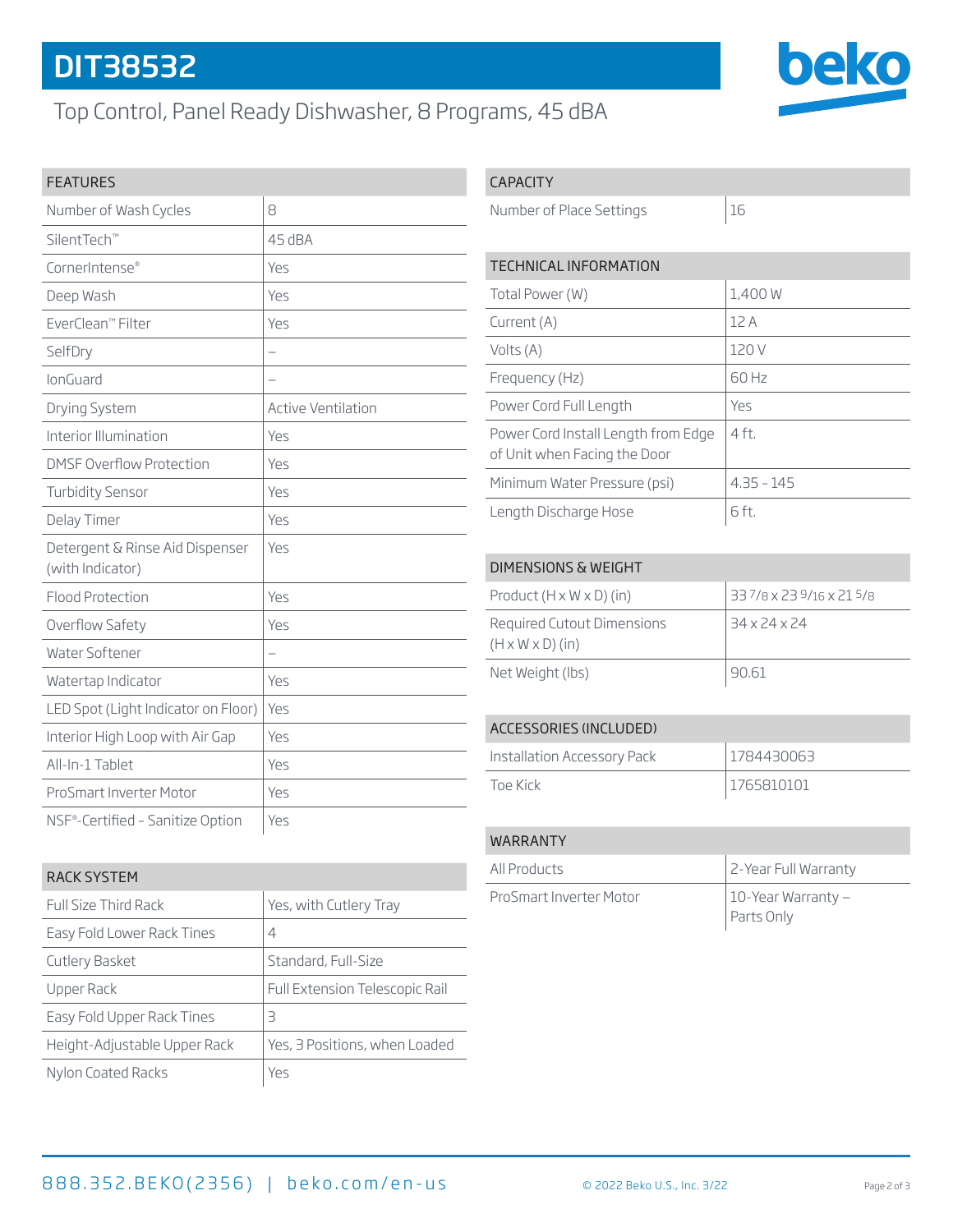# DIT38532

## Top Control, Panel Ready Dishwasher, 8 Programs, 45 dBA

| FEATURES | |
|---|---|
| Number of Wash Cycles | 8 |
| SilentTech™ | 45 dBA |
| CornerIntense® | Yes |
| Deep Wash | Yes |
| EverClean™ Filter | Yes |
| SelfDry | – |
| IonGuard | – |
| Drying System | Active Ventilation |
| Interior Illumination | Yes |
| DMSF Overflow Protection | Yes |
| Turbidity Sensor | Yes |
| Delay Timer | Yes |
| Detergent & Rinse Aid Dispenser (with Indicator) | Yes |
| Flood Protection | Yes |
| Overflow Safety | Yes |
| Water Softener | – |
| Watertap Indicator | Yes |
| LED Spot (Light Indicator on Floor) | Yes |
| Interior High Loop with Air Gap | Yes |
| All-In-1 Tablet | Yes |
| ProSmart Inverter Motor | Yes |
| NSF®-Certified - Sanitize Option | Yes |

| RACK SYSTEM | |
|---|---|
| Full Size Third Rack | Yes, with Cutlery Tray |
| Easy Fold Lower Rack Tines | 4 |
| Cutlery Basket | Standard, Full-Size |
| Upper Rack | Full Extension Telescopic Rail |
| Easy Fold Upper Rack Tines | 3 |
| Height-Adjustable Upper Rack | Yes, 3 Positions, when Loaded |
| Nylon Coated Racks | Yes |

| CAPACITY | |
|---|---|
| Number of Place Settings | 16 |

| TECHNICAL INFORMATION | |
|---|---|
| Total Power (W) | 1,400 W |
| Current (A) | 12 A |
| Volts (A) | 120 V |
| Frequency (Hz) | 60 Hz |
| Power Cord Full Length | Yes |
| Power Cord Install Length from Edge of Unit when Facing the Door | 4 ft. |
| Minimum Water Pressure (psi) | 4.35 - 145 |
| Length Discharge Hose | 6 ft. |

| DIMENSIONS & WEIGHT | |
|---|---|
| Product (H x W x D) (in) | 33 7/8 x 23 9/16 x 21 5/8 |
| Required Cutout Dimensions (H x W x D) (in) | 34 x 24 x 24 |
| Net Weight (lbs) | 90.61 |

| ACCESSORIES (INCLUDED) | |
|---|---|
| Installation Accessory Pack | 1784430063 |
| Toe Kick | 1765810101 |

| WARRANTY | |
|---|---|
| All Products | 2-Year Full Warranty |
| ProSmart Inverter Motor | 10-Year Warranty – Parts Only |

888.352.BEKO(2356) | beko.com/en-us

© 2022 Beko U.S., Inc. 3/22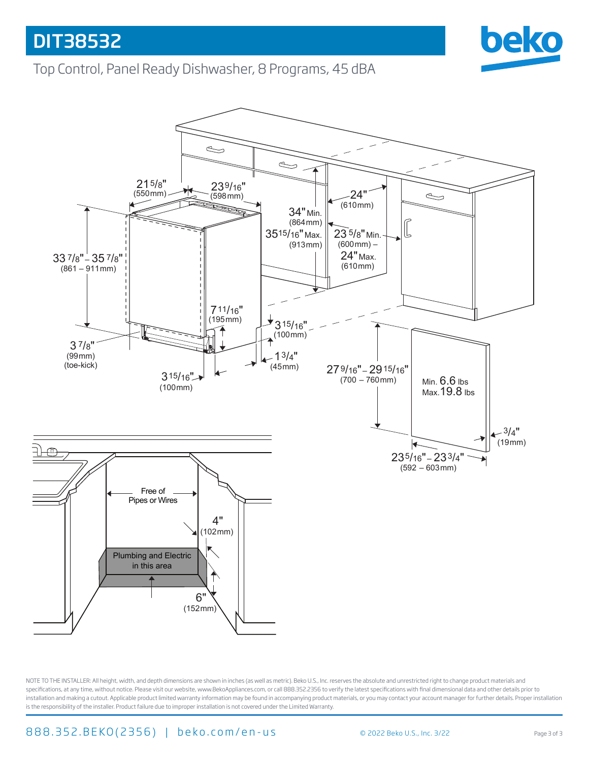# DIT38532

Top Control, Panel Ready Dishwasher, 8 Programs, 45 dBA

21 5/8" (550mm)

23 9/16" (598mm)

34" Min. (864mm)

35 15/16" Max. (913mm)

24" (610mm)

23 5/8" Min. (600mm) – 24" Max. (610mm)

33 7/8" – 35 7/8" (861 – 911mm)

7 11/16" (195mm)

3 15/16" (100mm)

3 7/8" (99mm) (toe-kick)

1 3/4" (45mm)

3 15/16" (100mm)

27 9/16" – 29 15/16" (700 – 760mm)

Min. 6.6 lbs
Max. 19.8 lbs

3/4" (19mm)

23 5/16" – 23 3/4" (592 – 603mm)

Free of Pipes or Wires

4" (102mm)

Plumbing and Electric in this area

6" (152mm)

NOTE TO THE INSTALLER: All height, width, and depth dimensions are shown in inches (as well as metric). Beko U.S., Inc. reserves the absolute and unrestricted right to change product materials and specifications, at any time, without notice. Please visit our website, www.BekoAppliances.com, or call 888.352.2356 to verify the latest specifications with final dimensional data and other details prior to installation and making a cutout. Applicable product limited warranty information may be found in accompanying product materials, or you may contact your account manager for further details. Proper installation is the responsibility of the installer. Product failure due to improper installation is not covered under the Limited Warranty.

888.352.BEKO(2356) | beko.com/en-us

© 2022 Beko U.S., Inc. 3/22